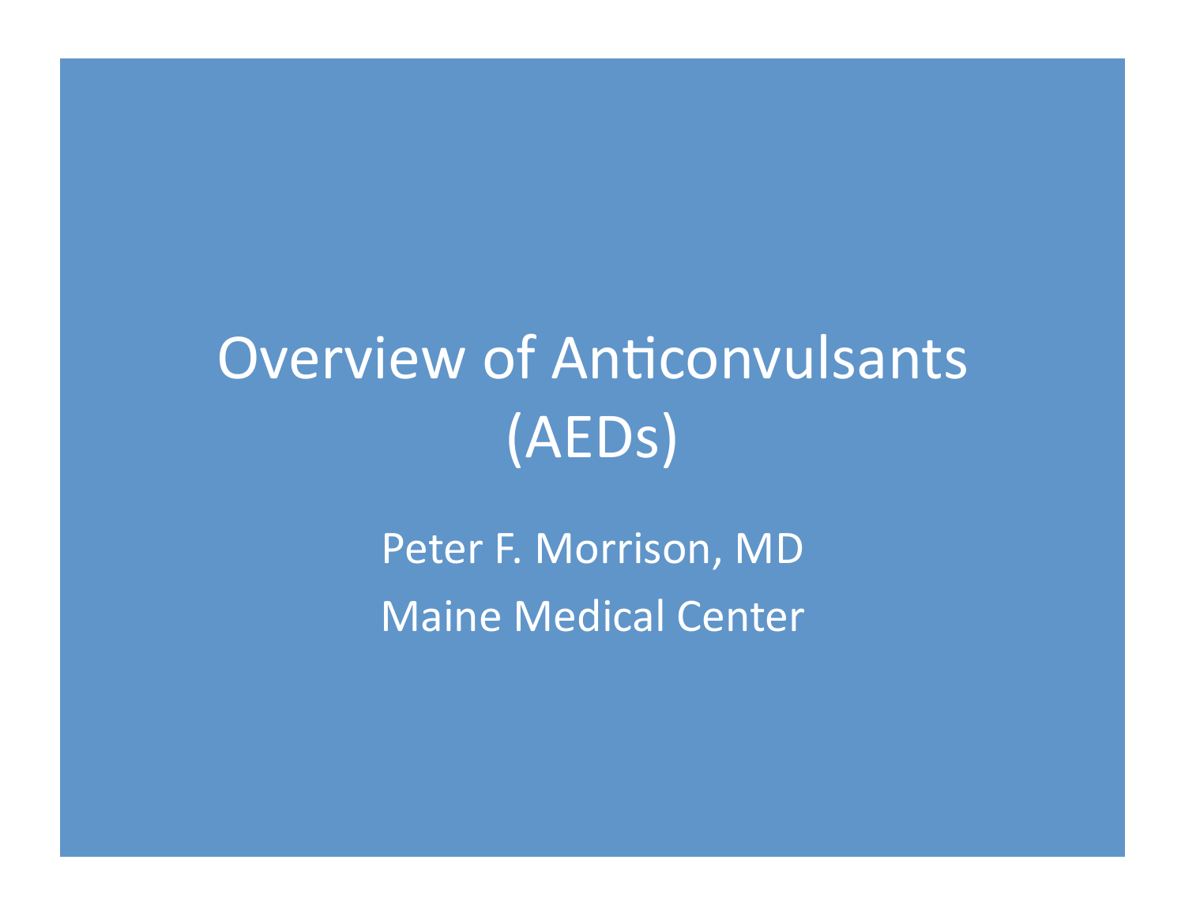# Overview of Anticonvulsants (AEDs)

Peter F. Morrison, MD

Maine Medical Center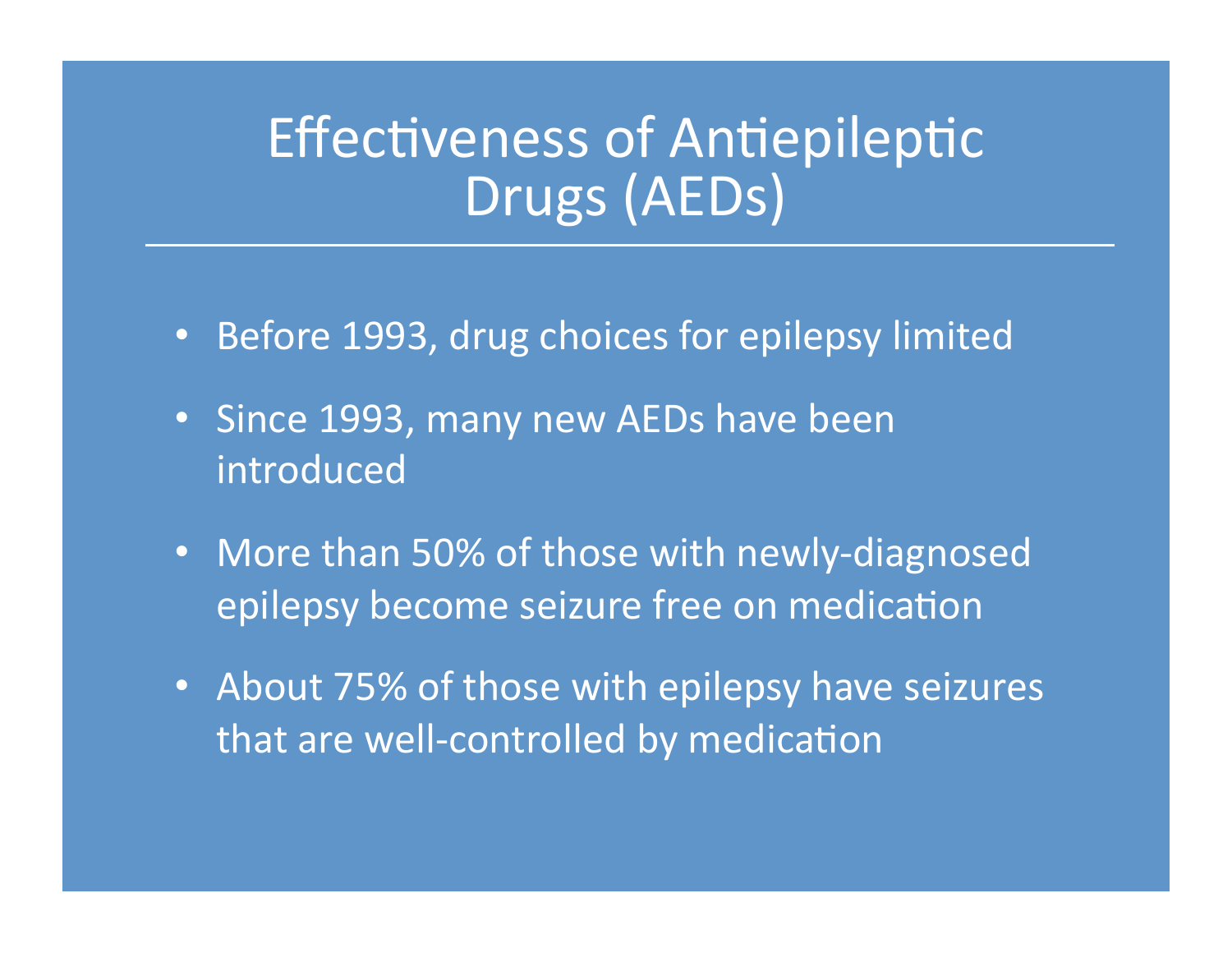# Effectiveness of Antiepileptic Drugs (AEDs)

- Before 1993, drug choices for epilepsy limited
- Since 1993, many new AEDs have been introduced
- More than 50% of those with newly-diagnosed epilepsy become seizure free on medication
- About 75% of those with epilepsy have seizures that are well-controlled by medication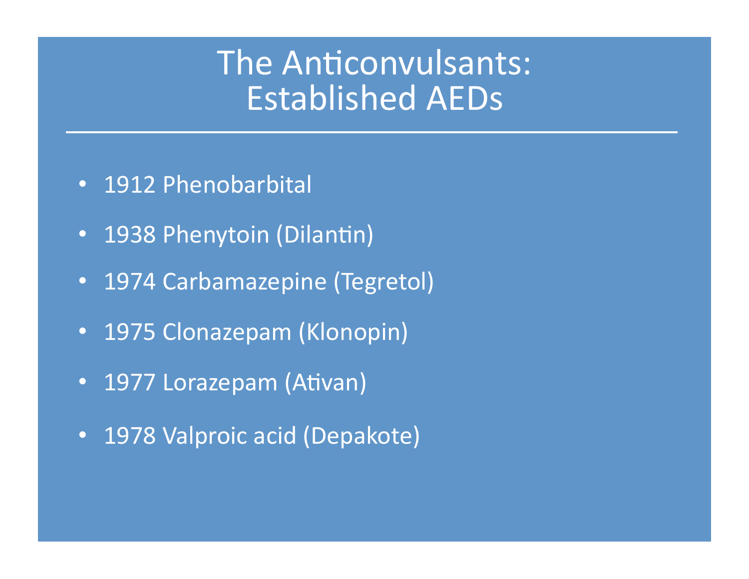# The Anticonvulsants: Established AEDs

- 1912 Phenobarbital
- 1938 Phenytoin (Dilantin)
- 1974 Carbamazepine (Tegretol)
- 1975 Clonazepam (Klonopin)
- 1977 Lorazepam (Ativan)
- 1978 Valproic acid (Depakote)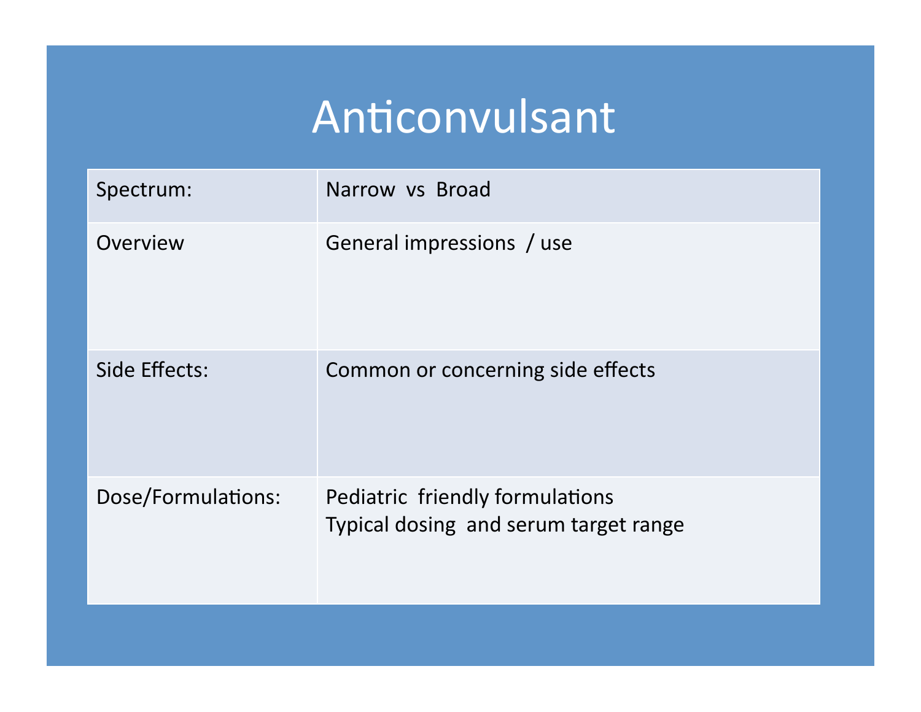# Anticonvulsant

| | |
|---|---|
| Spectrum: | Narrow vs Broad |
| Overview | General impressions / use |
| Side Effects: | Common or concerning side effects |
| Dose/Formulations: | Pediatric friendly formulations<br>Typical dosing and serum target range |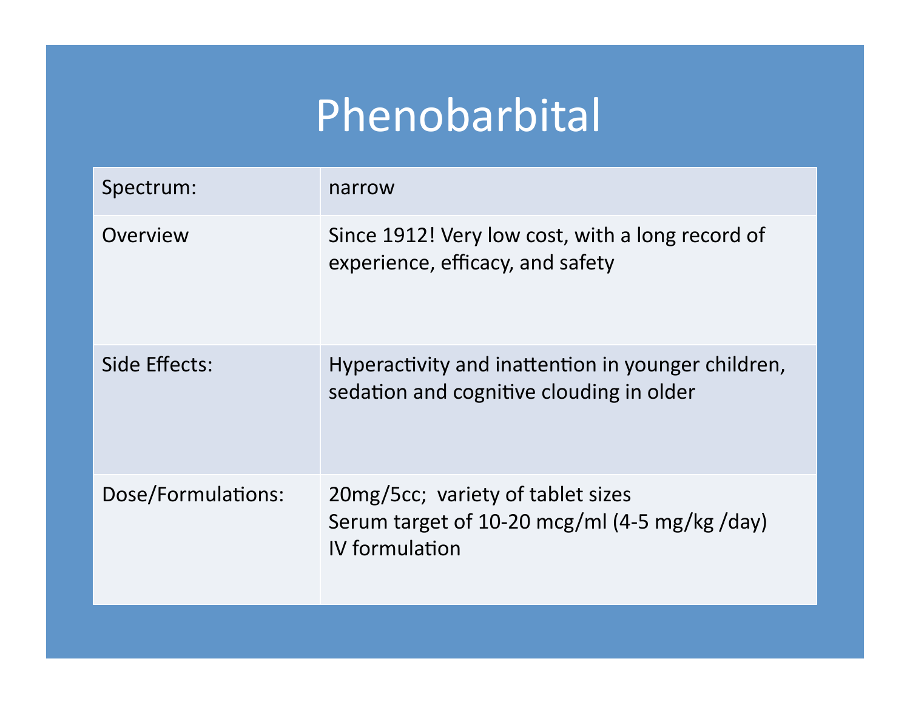# Phenobarbital

| | |
|---|---|
| Spectrum: | narrow |
| Overview | Since 1912! Very low cost, with a long record of experience, efficacy, and safety |
| Side Effects: | Hyperactivity and inattention in younger children, sedation and cognitive clouding in older |
| Dose/Formulations: | 20mg/5cc; variety of tablet sizes<br>Serum target of 10-20 mcg/ml (4-5 mg/kg /day)<br>IV formulation |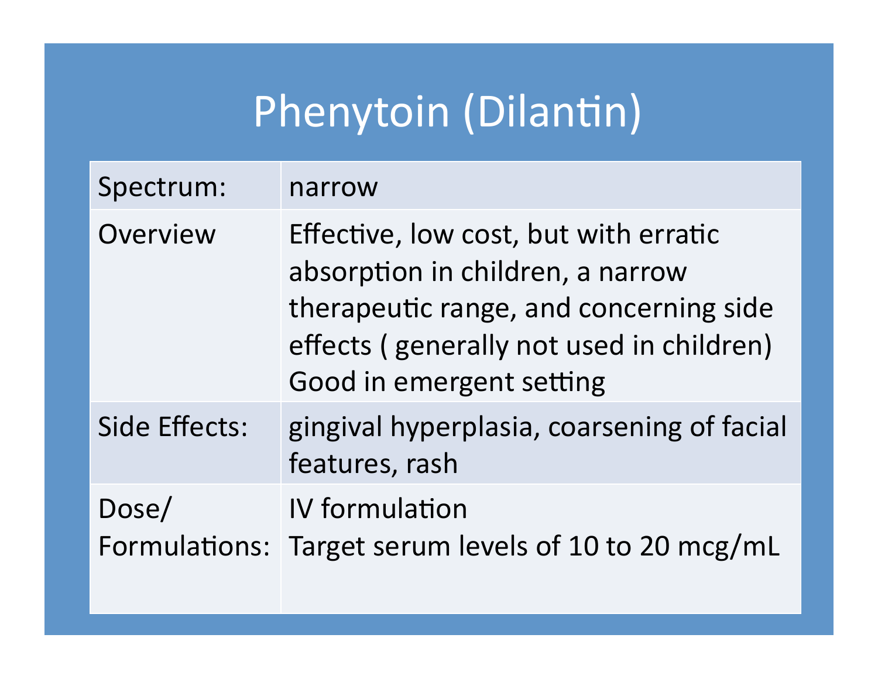# Phenytoin (Dilantin)

| Spectrum: | narrow |
|---|---|
| Overview | Effective, low cost, but with erratic absorption in children, a narrow therapeutic range, and concerning side effects ( generally not used in children)<br>Good in emergent setting |
| Side Effects: | gingival hyperplasia, coarsening of facial features, rash |
| Dose/ Formulations: | IV formulation<br>Target serum levels of 10 to 20 mcg/mL |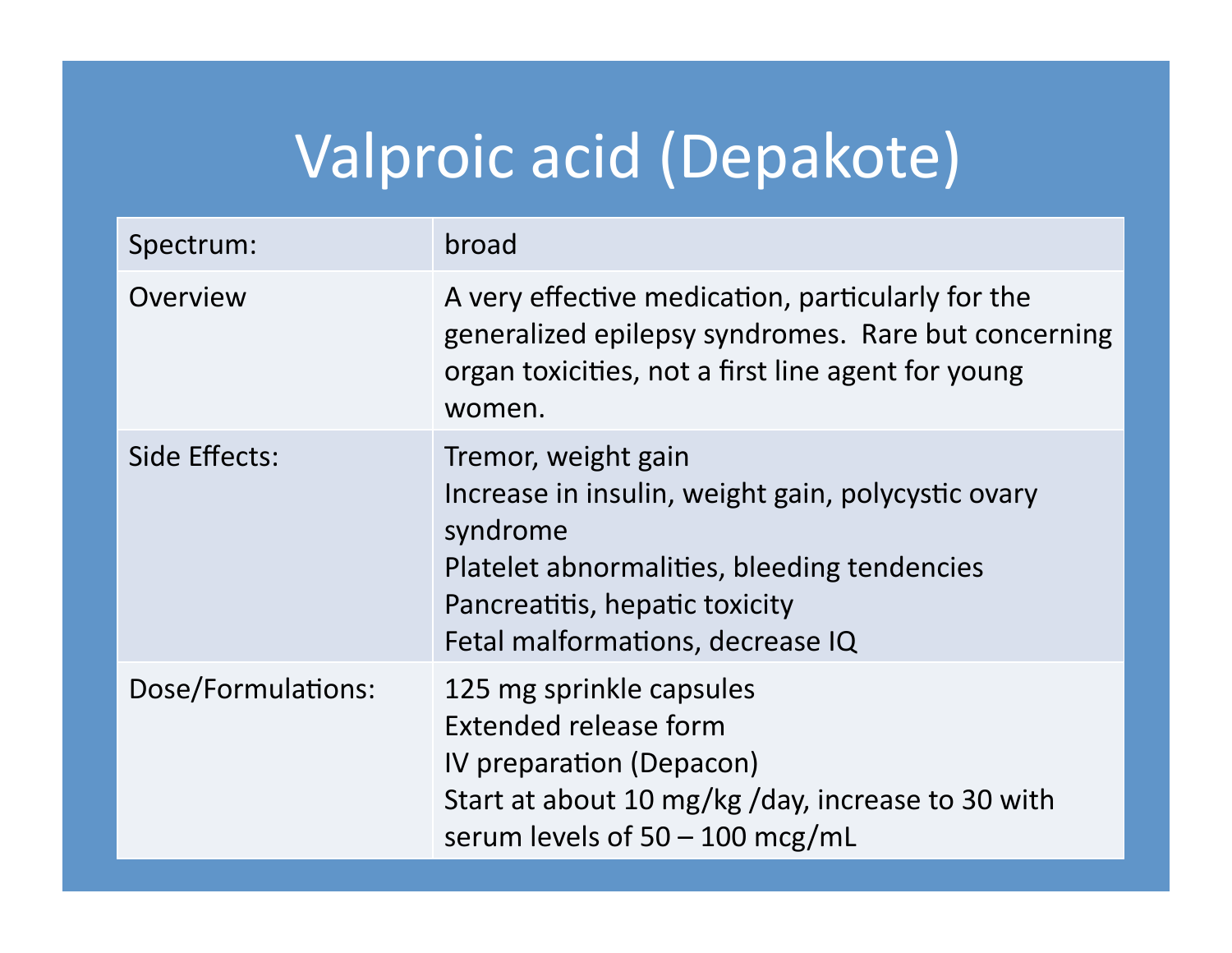# Valproic acid (Depakote)

| | |
|---|---|
| Spectrum: | broad |
| Overview | A very effective medication, particularly for the generalized epilepsy syndromes. Rare but concerning organ toxicities, not a first line agent for young women. |
| Side Effects: | Tremor, weight gain<br>Increase in insulin, weight gain, polycystic ovary syndrome<br>Platelet abnormalities, bleeding tendencies<br>Pancreatitis, hepatic toxicity<br>Fetal malformations, decrease IQ |
| Dose/Formulations: | 125 mg sprinkle capsules<br>Extended release form<br>IV preparation (Depacon)<br>Start at about 10 mg/kg /day, increase to 30 with serum levels of 50 – 100 mcg/mL |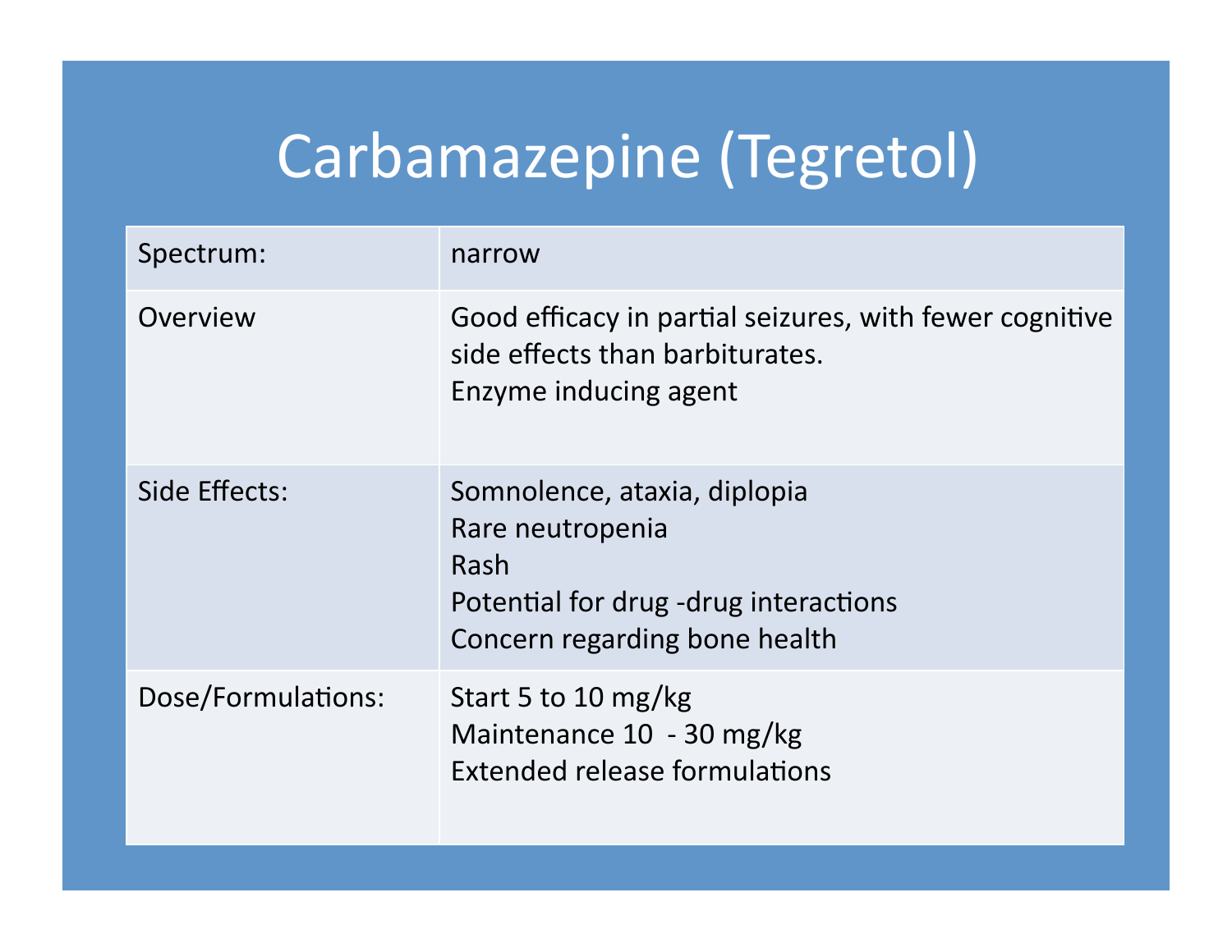# Carbamazepine (Tegretol)

| Spectrum: | narrow |
|---|---|
| Overview | Good efficacy in partial seizures, with fewer cognitive side effects than barbiturates.<br>Enzyme inducing agent |
| Side Effects: | Somnolence, ataxia, diplopia<br>Rare neutropenia<br>Rash<br>Potential for drug -drug interactions<br>Concern regarding bone health |
| Dose/Formulations: | Start 5 to 10 mg/kg<br>Maintenance 10 - 30 mg/kg<br>Extended release formulations |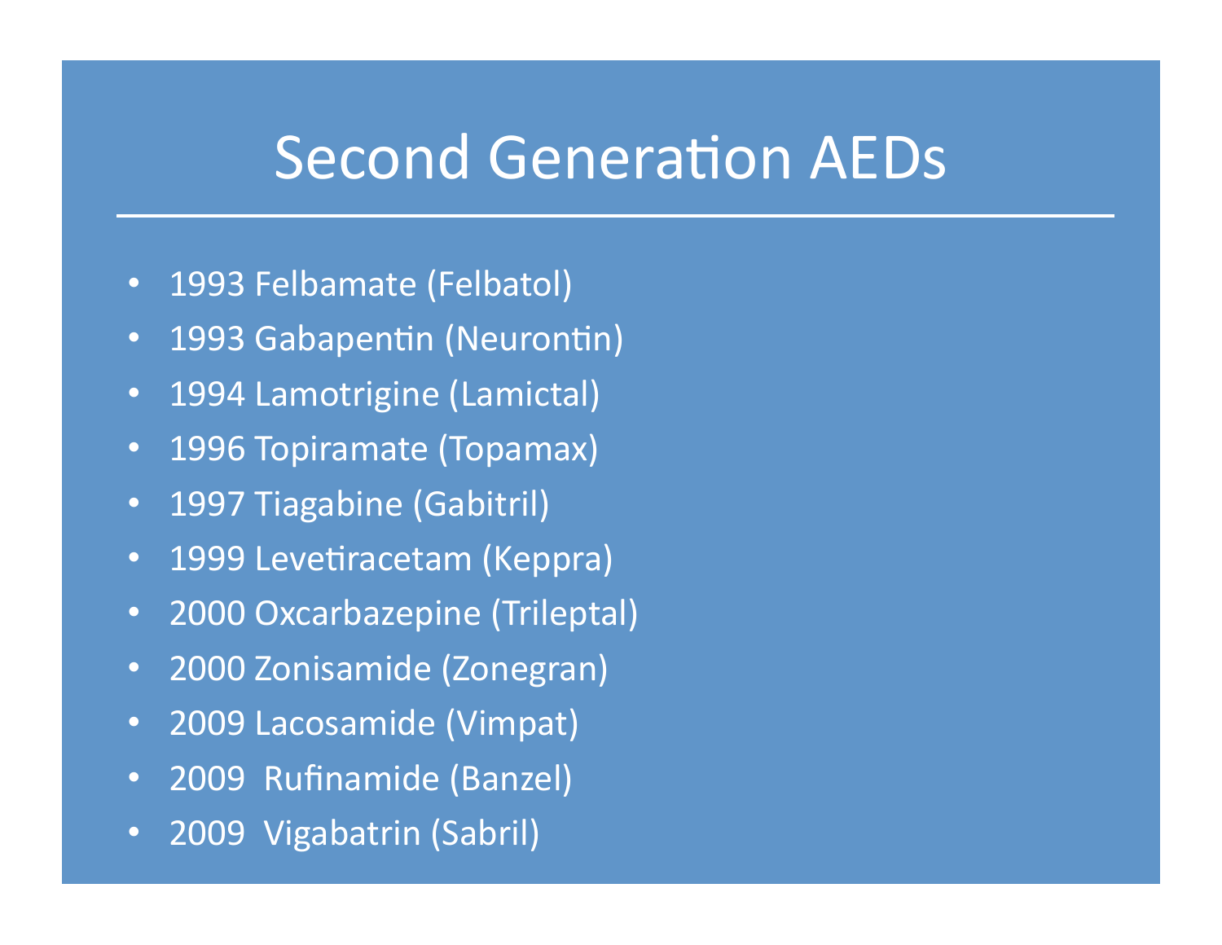# Second Generation AEDs

- 1993 Felbamate (Felbatol)
- 1993 Gabapentin (Neurontin)
- 1994 Lamotrigine (Lamictal)
- 1996 Topiramate (Topamax)
- 1997 Tiagabine (Gabitril)
- 1999 Levetiracetam (Keppra)
- 2000 Oxcarbazepine (Trileptal)
- 2000 Zonisamide (Zonegran)
- 2009 Lacosamide (Vimpat)
- 2009 Rufinamide (Banzel)
- 2009 Vigabatrin (Sabril)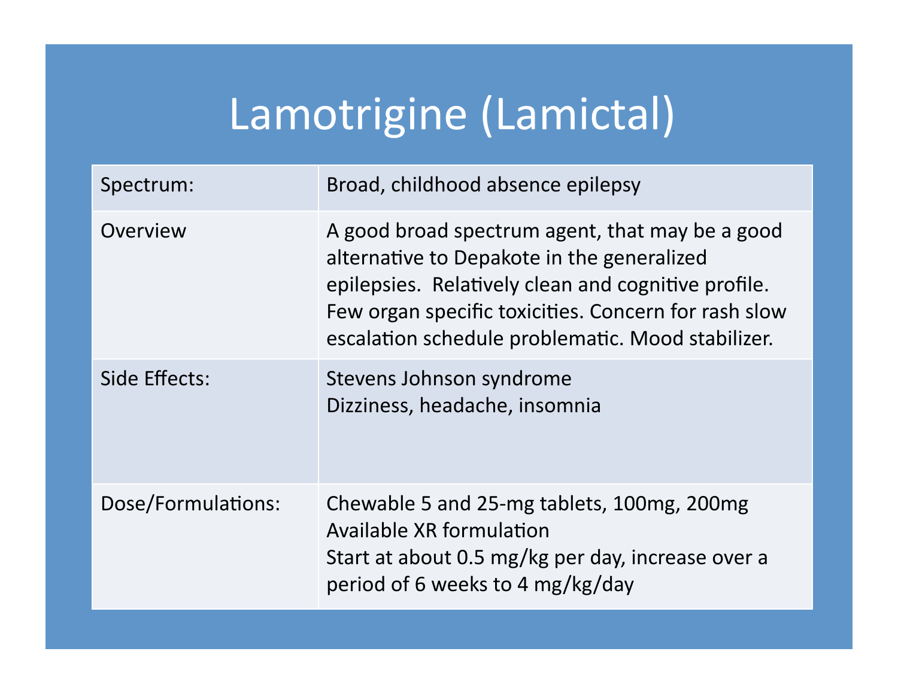# Lamotrigine (Lamictal)

| | |
|---|---|
| Spectrum: | Broad, childhood absence epilepsy |
| Overview | A good broad spectrum agent, that may be a good alternative to Depakote in the generalized epilepsies. Relatively clean and cognitive profile. Few organ specific toxicities. Concern for rash slow escalation schedule problematic. Mood stabilizer. |
| Side Effects: | Stevens Johnson syndrome<br>Dizziness, headache, insomnia |
| Dose/Formulations: | Chewable 5 and 25-mg tablets, 100mg, 200mg<br>Available XR formulation<br>Start at about 0.5 mg/kg per day, increase over a period of 6 weeks to 4 mg/kg/day |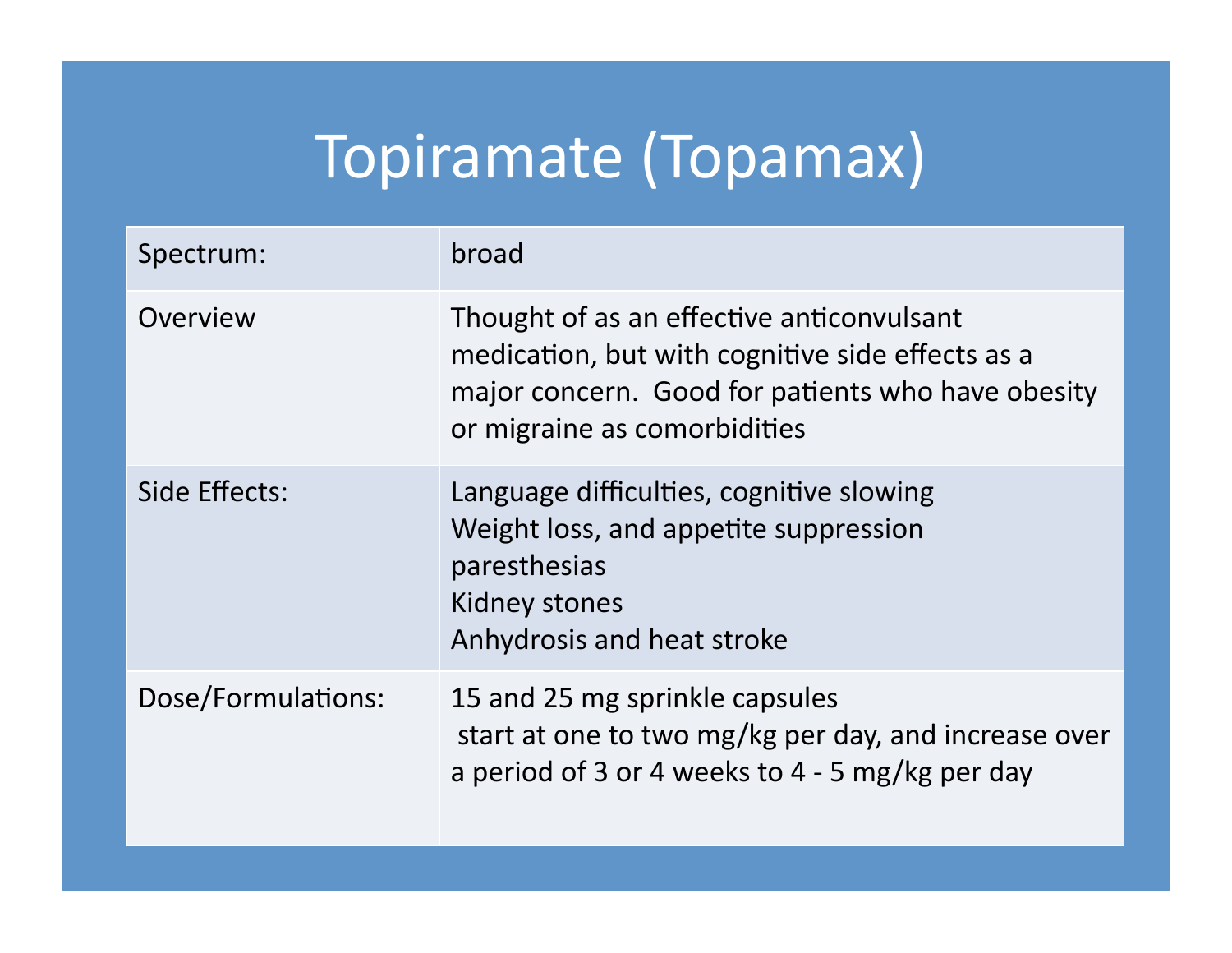# Topiramate (Topamax)

| | |
|---|---|
| Spectrum: | broad |
| Overview | Thought of as an effective anticonvulsant medication, but with cognitive side effects as a major concern. Good for patients who have obesity or migraine as comorbidities |
| Side Effects: | Language difficulties, cognitive slowing<br>Weight loss, and appetite suppression<br>paresthesias<br>Kidney stones<br>Anhydrosis and heat stroke |
| Dose/Formulations: | 15 and 25 mg sprinkle capsules<br>start at one to two mg/kg per day, and increase over a period of 3 or 4 weeks to 4 - 5 mg/kg per day |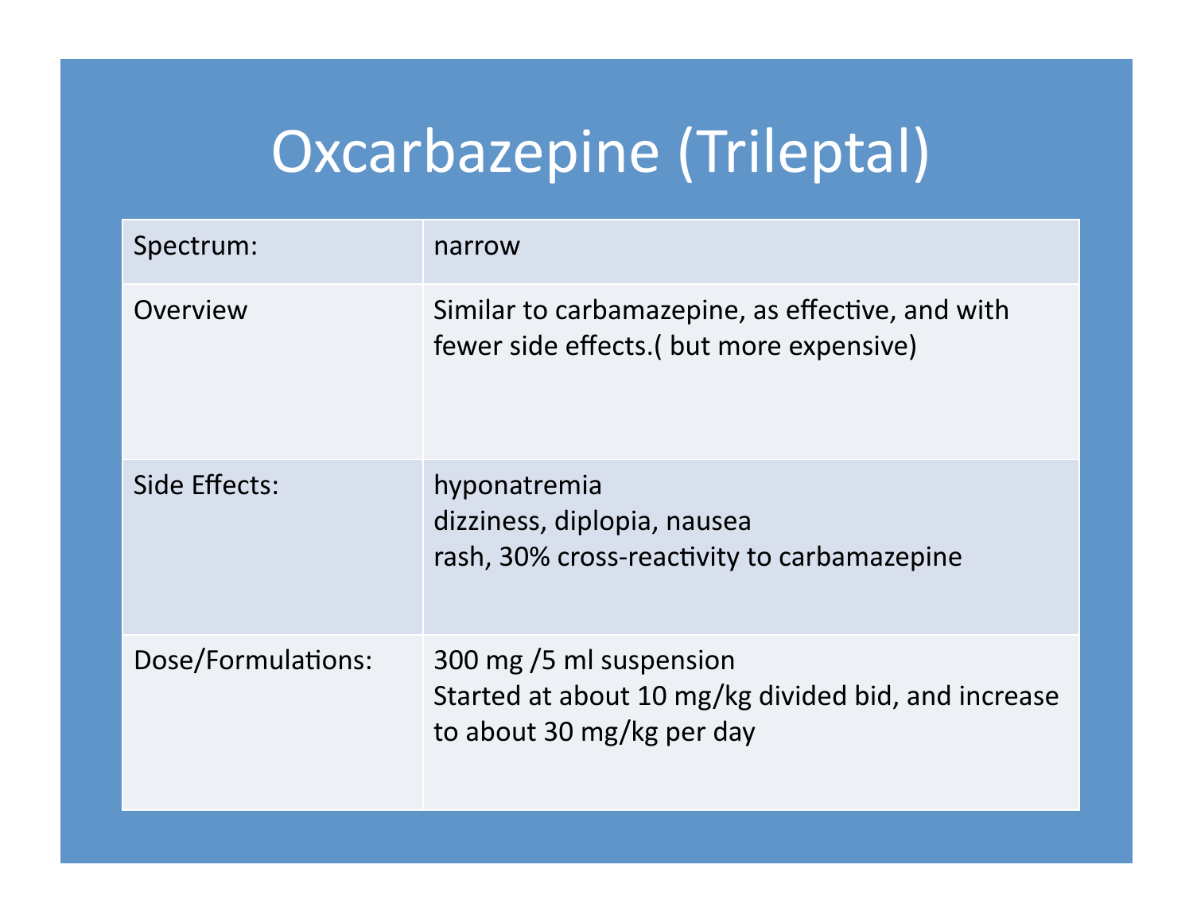# Oxcarbazepine (Trileptal)

| | |
|---|---|
| Spectrum: | narrow |
| Overview | Similar to carbamazepine, as effective, and with fewer side effects.( but more expensive) |
| Side Effects: | hyponatremia<br>dizziness, diplopia, nausea<br>rash, 30% cross-reactivity to carbamazepine |
| Dose/Formulations: | 300 mg /5 ml suspension<br>Started at about 10 mg/kg divided bid, and increase to about 30 mg/kg per day |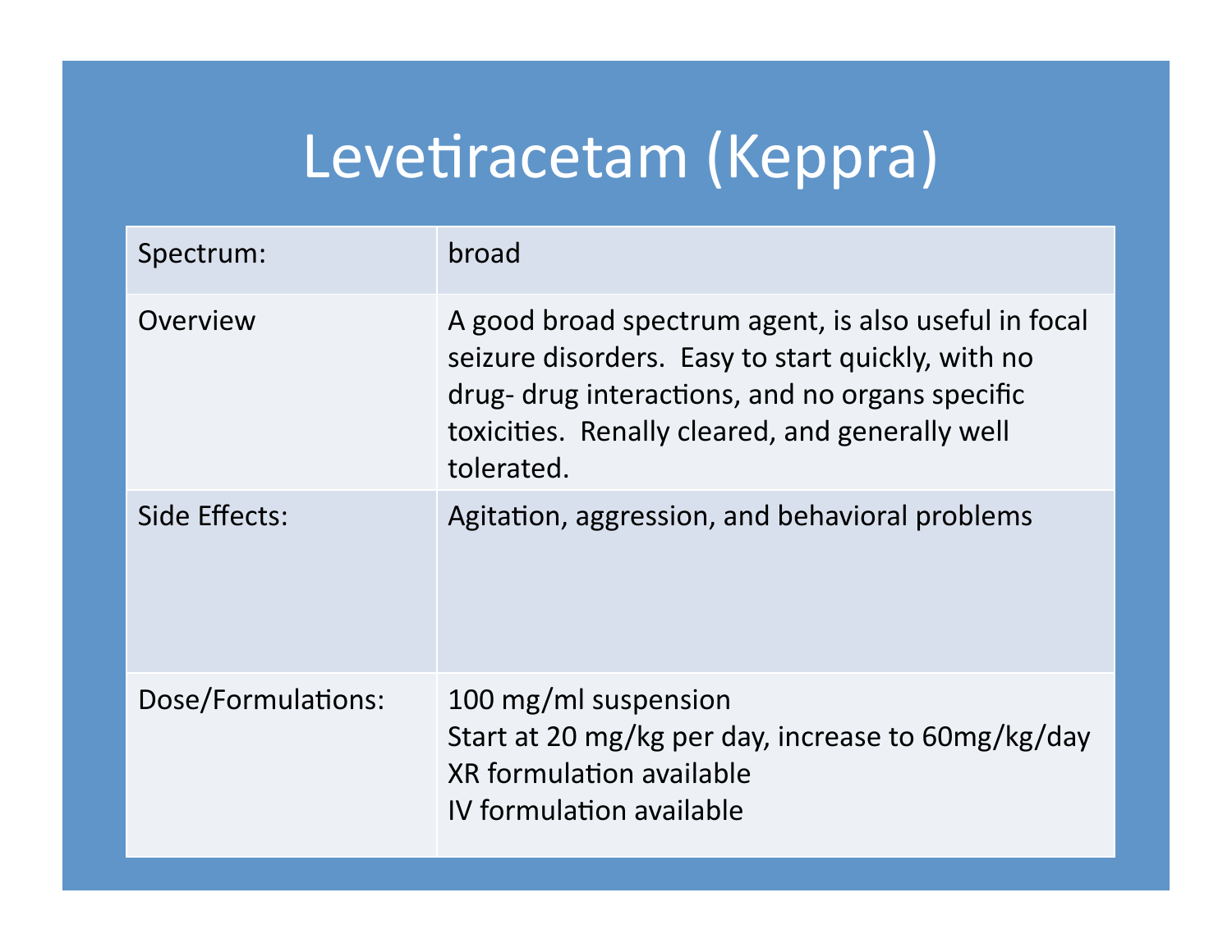# Levetiracetam (Keppra)

| | |
|---|---|
| Spectrum: | broad |
| Overview | A good broad spectrum agent, is also useful in focal seizure disorders. Easy to start quickly, with no drug- drug interactions, and no organs specific toxicities. Renally cleared, and generally well tolerated. |
| Side Effects: | Agitation, aggression, and behavioral problems |
| Dose/Formulations: | 100 mg/ml suspension<br>Start at 20 mg/kg per day, increase to 60mg/kg/day<br>XR formulation available<br>IV formulation available |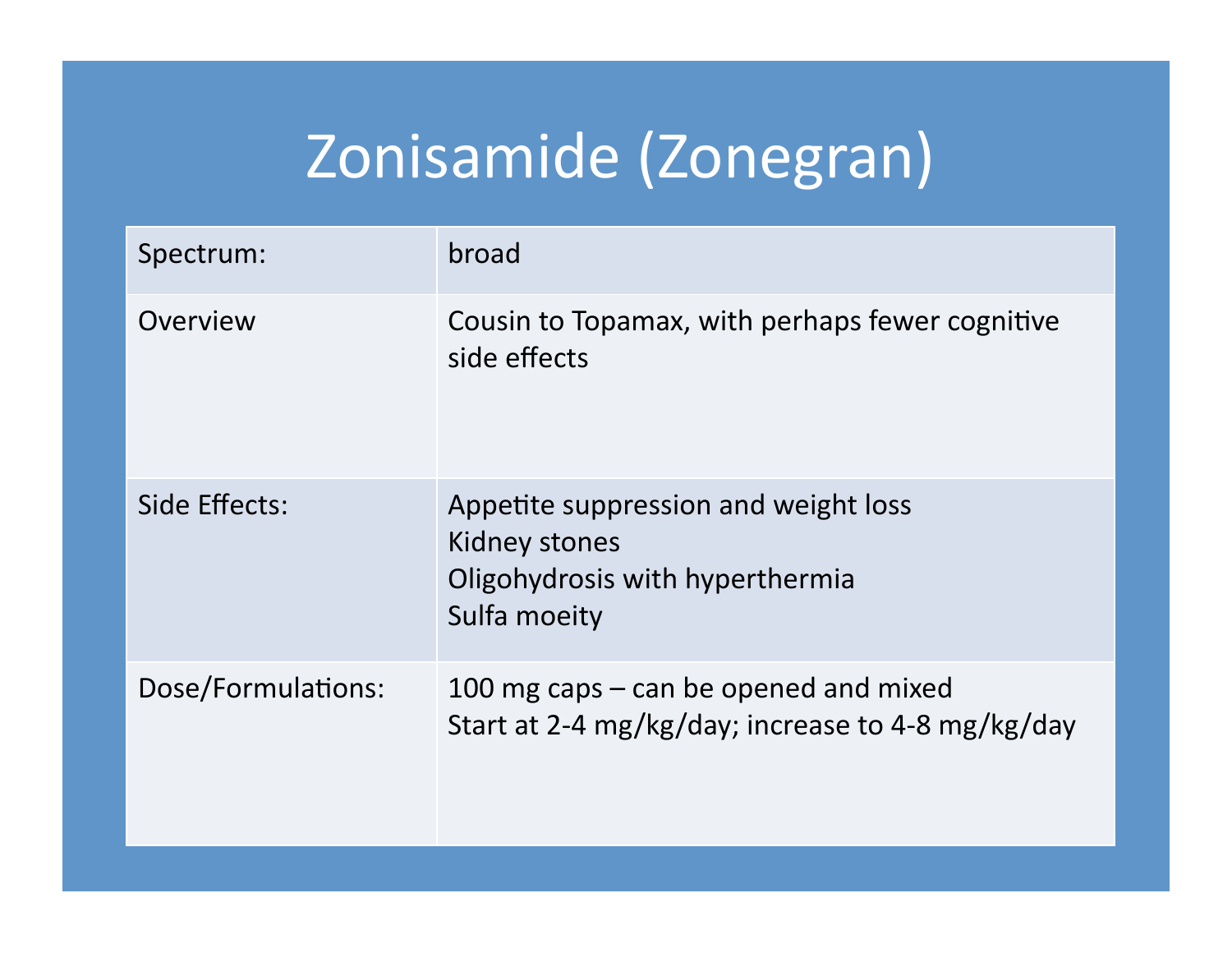# Zonisamide (Zonegran)

| | |
|---|---|
| Spectrum: | broad |
| Overview | Cousin to Topamax, with perhaps fewer cognitive side effects |
| Side Effects: | Appetite suppression and weight loss<br>Kidney stones<br>Oligohydrosis with hyperthermia<br>Sulfa moeity |
| Dose/Formulations: | 100 mg caps – can be opened and mixed<br>Start at 2-4 mg/kg/day; increase to 4-8 mg/kg/day |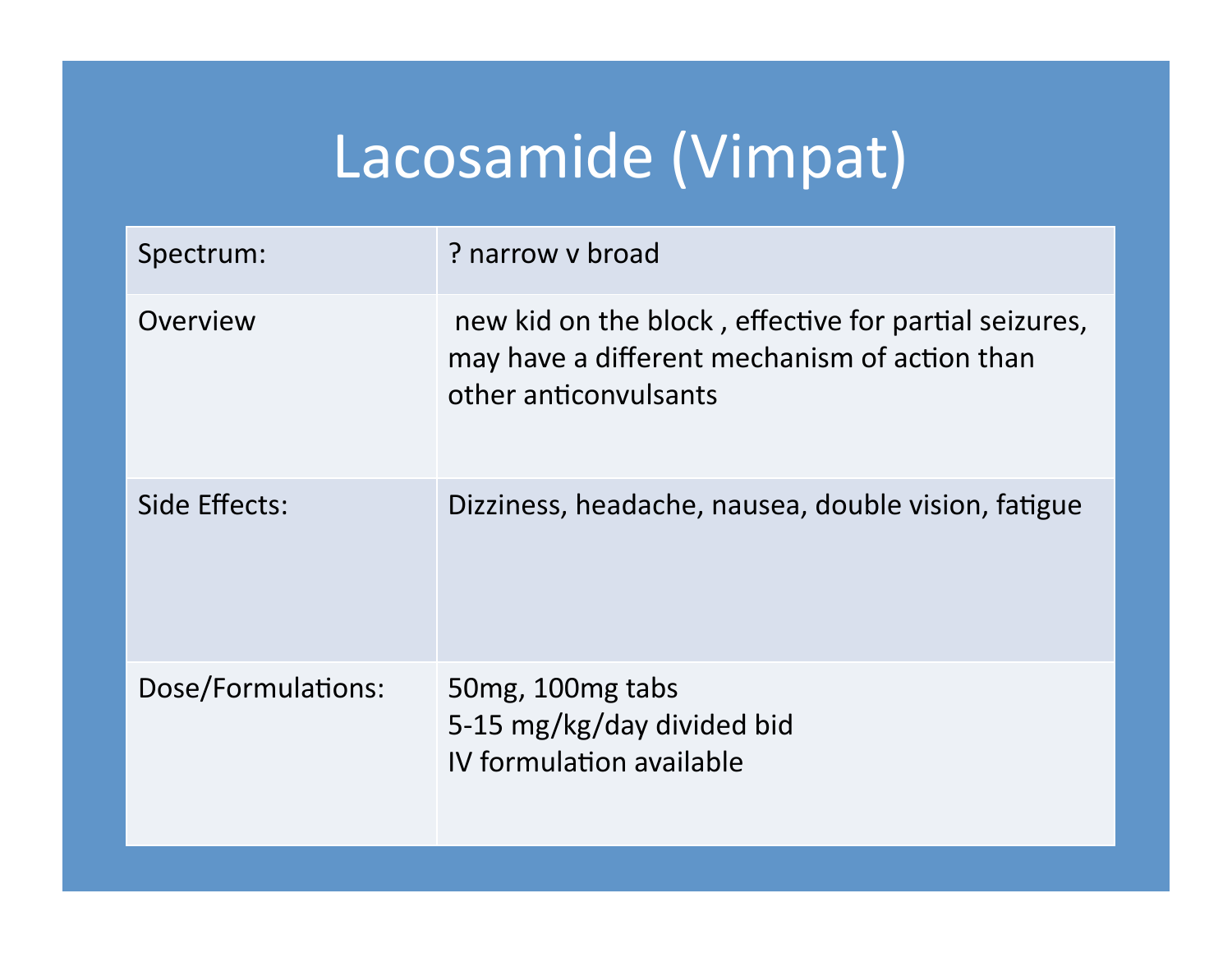# Lacosamide (Vimpat)

| | |
|---|---|
| Spectrum: | ? narrow v broad |
| Overview | new kid on the block , effective for partial seizures, may have a different mechanism of action than other anticonvulsants |
| Side Effects: | Dizziness, headache, nausea, double vision, fatigue |
| Dose/Formulations: | 50mg, 100mg tabs<br>5-15 mg/kg/day divided bid<br>IV formulation available |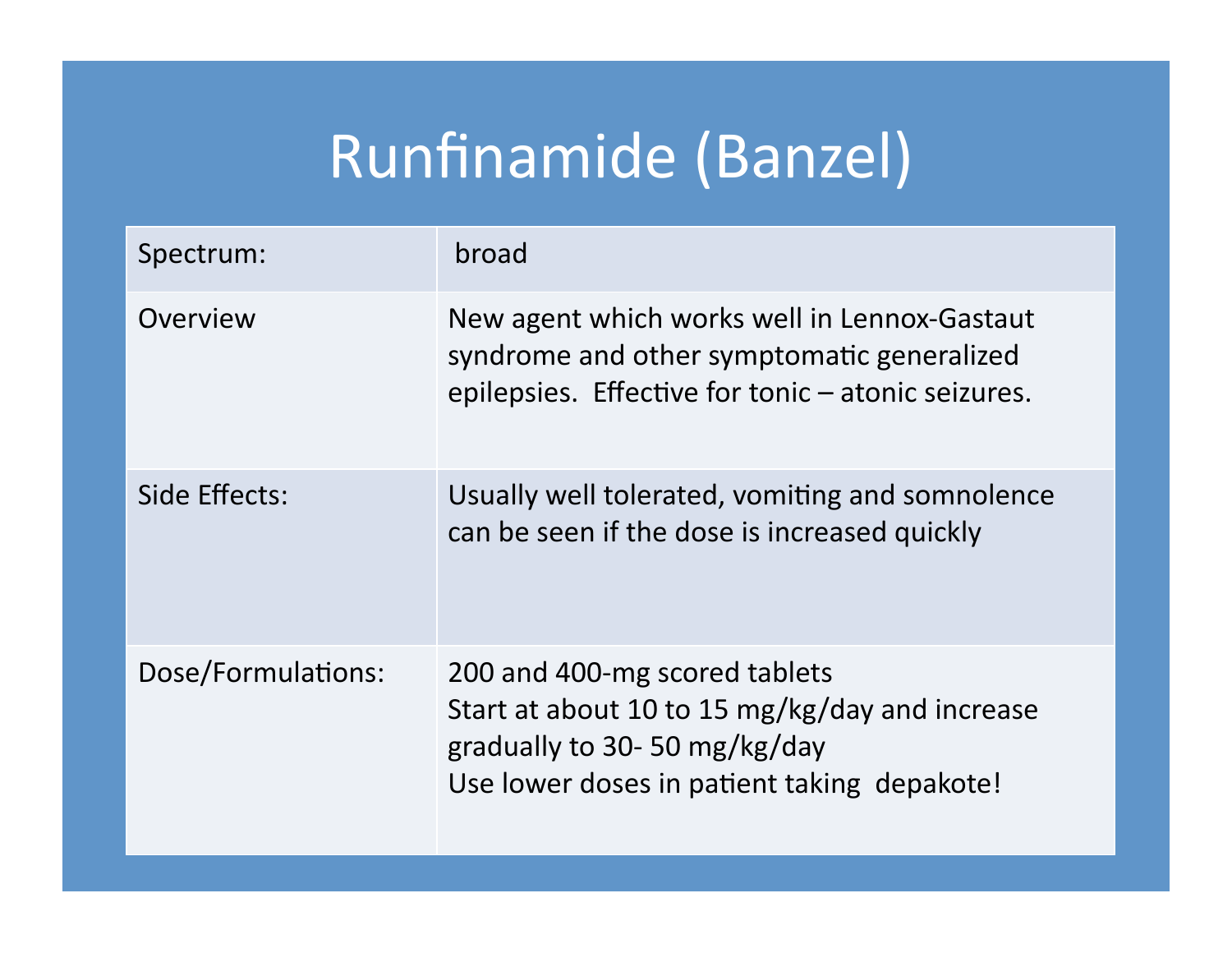# Runfinamide (Banzel)

| | |
|---|---|
| Spectrum: | broad |
| Overview | New agent which works well in Lennox-Gastaut syndrome and other symptomatic generalized epilepsies. Effective for tonic – atonic seizures. |
| Side Effects: | Usually well tolerated, vomiting and somnolence can be seen if the dose is increased quickly |
| Dose/Formulations: | 200 and 400-mg scored tablets<br>Start at about 10 to 15 mg/kg/day and increase gradually to 30- 50 mg/kg/day<br>Use lower doses in patient taking depakote! |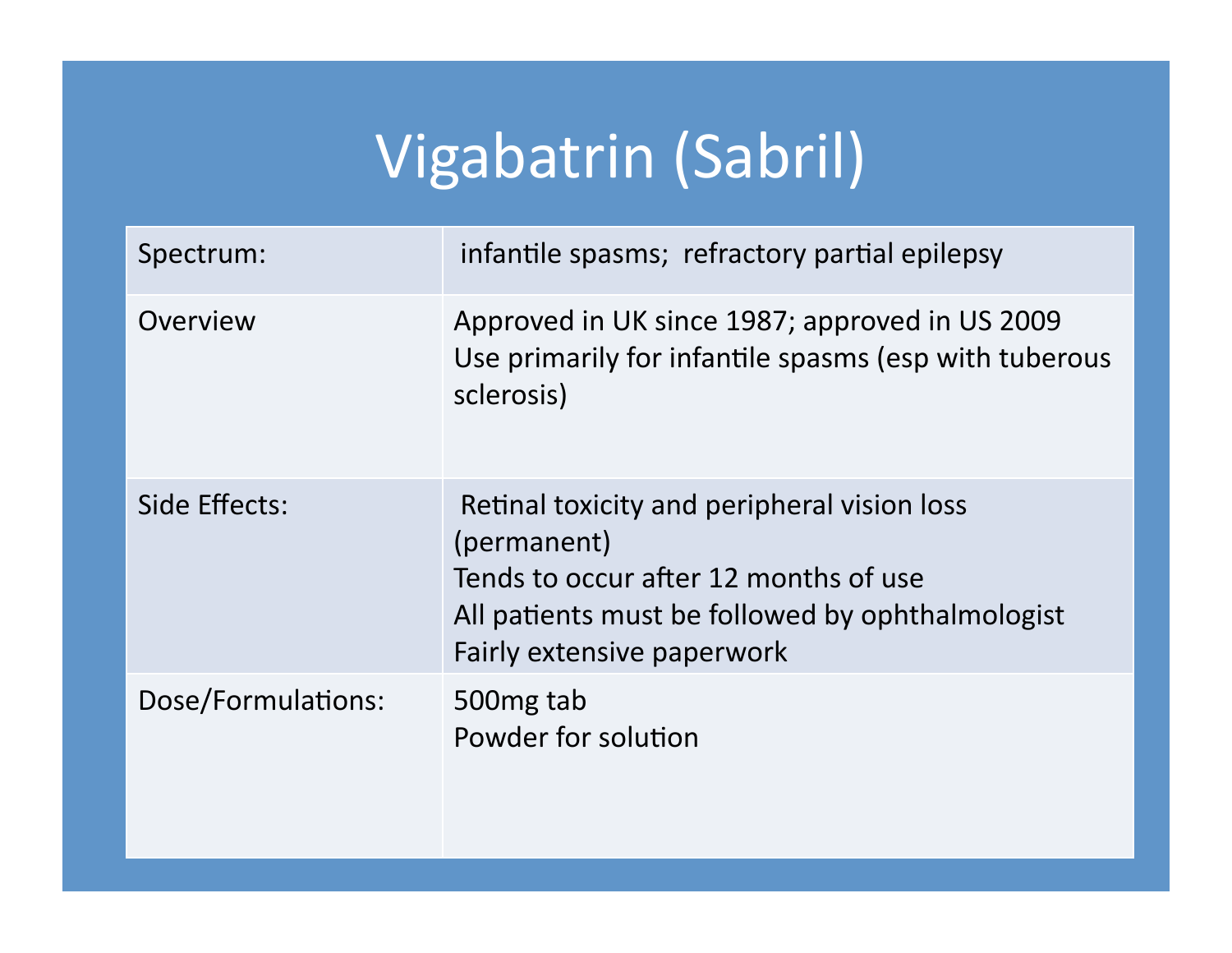# Vigabatrin (Sabril)

| | |
|---|---|
| Spectrum: | infantile spasms; refractory partial epilepsy |
| Overview | Approved in UK since 1987; approved in US 2009<br>Use primarily for infantile spasms (esp with tuberous sclerosis) |
| Side Effects: | Retinal toxicity and peripheral vision loss (permanent)<br>Tends to occur after 12 months of use<br>All patients must be followed by ophthalmologist<br>Fairly extensive paperwork |
| Dose/Formulations: | 500mg tab<br>Powder for solution |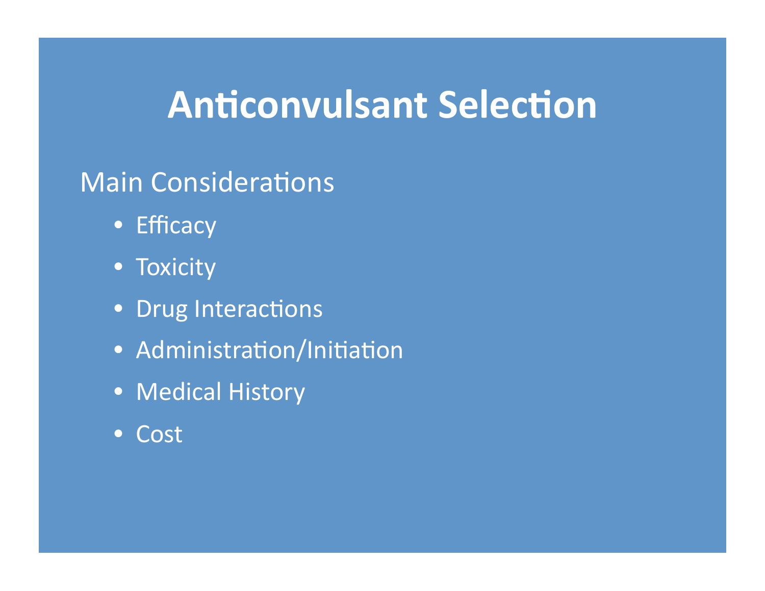# Anticonvulsant Selection

Main Considerations

- Efficacy
- Toxicity
- Drug Interactions
- Administration/Initiation
- Medical History
- Cost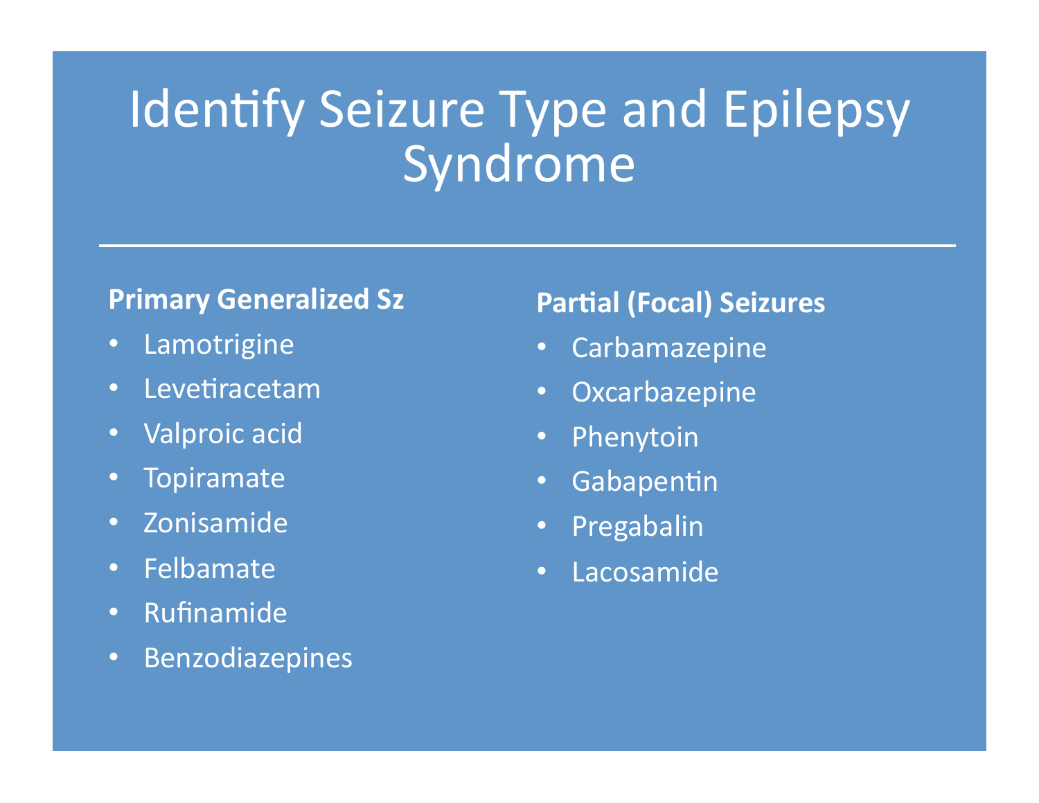# Identify Seizure Type and Epilepsy Syndrome

**Primary Generalized Sz**

- Lamotrigine
- Levetiracetam
- Valproic acid
- Topiramate
- Zonisamide
- Felbamate
- Rufinamide
- Benzodiazepines

**Partial (Focal) Seizures**

- Carbamazepine
- Oxcarbazepine
- Phenytoin
- Gabapentin
- Pregabalin
- Lacosamide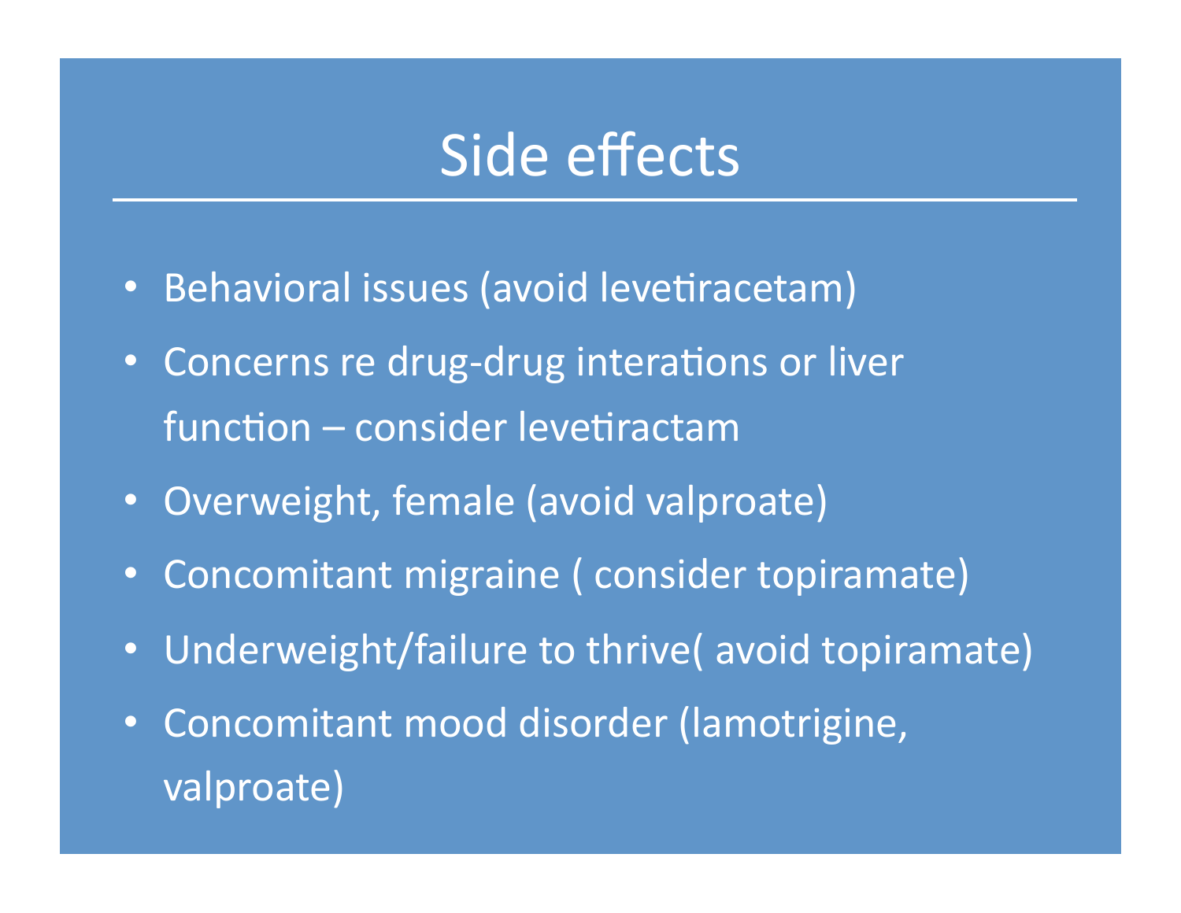# Side effects

- Behavioral issues (avoid levetiracetam)
- Concerns re drug-drug interations or liver function – consider levetiractam
- Overweight, female (avoid valproate)
- Concomitant migraine ( consider topiramate)
- Underweight/failure to thrive( avoid topiramate)
- Concomitant mood disorder (lamotrigine, valproate)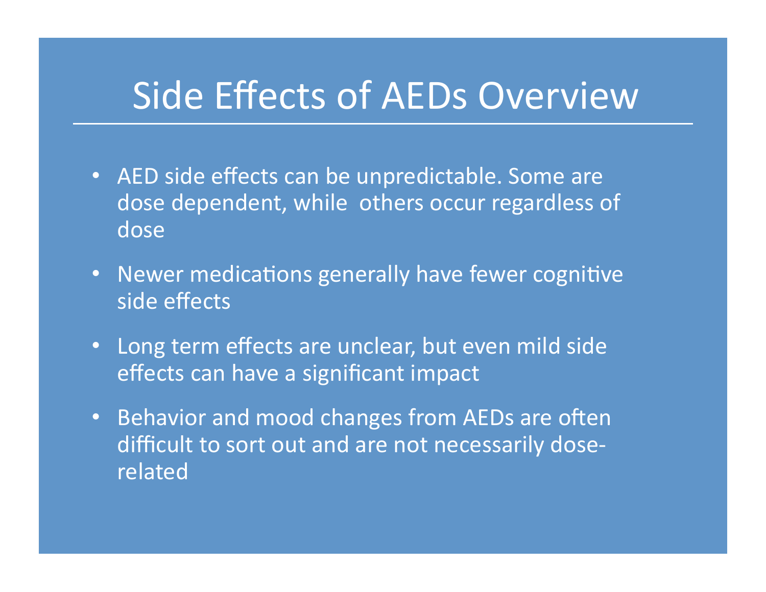# Side Effects of AEDs Overview

- AED side effects can be unpredictable. Some are dose dependent, while others occur regardless of dose
- Newer medications generally have fewer cognitive side effects
- Long term effects are unclear, but even mild side effects can have a significant impact
- Behavior and mood changes from AEDs are often difficult to sort out and are not necessarily dose-related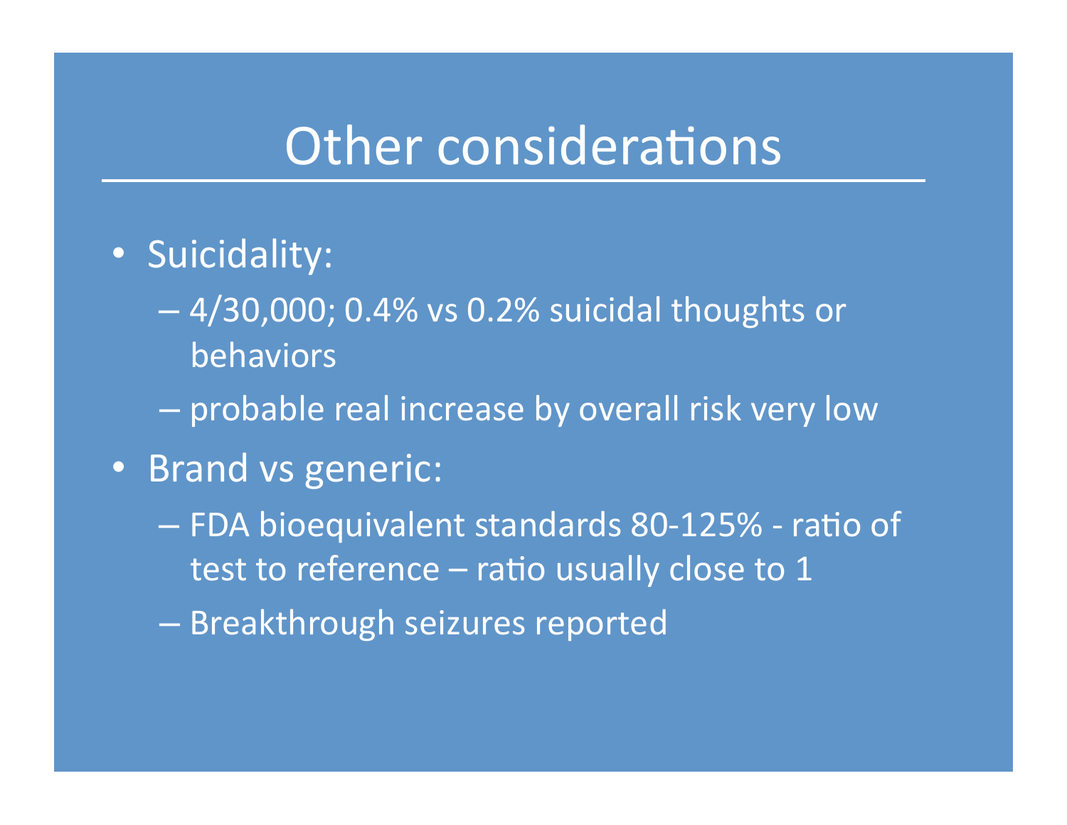# Other considerations

- Suicidality:
  - 4/30,000; 0.4% vs 0.2% suicidal thoughts or behaviors
  - probable real increase by overall risk very low
- Brand vs generic:
  - FDA bioequivalent standards 80-125% - ratio of test to reference – ratio usually close to 1
  - Breakthrough seizures reported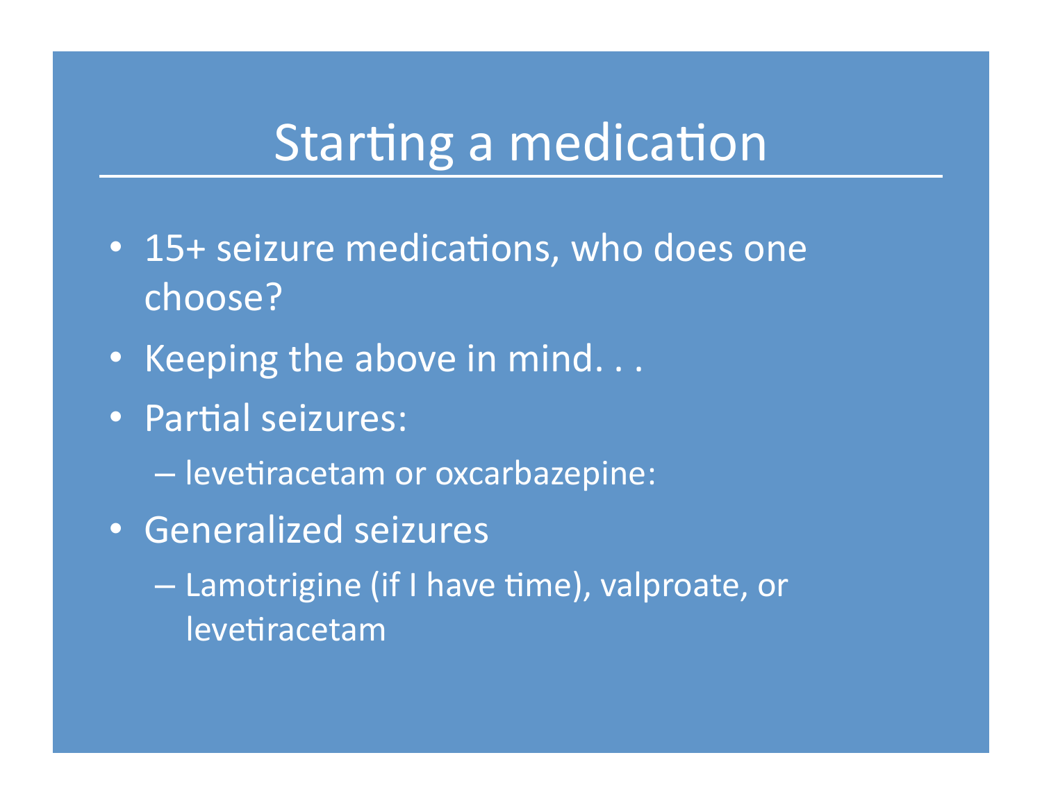# Starting a medication

- 15+ seizure medications, who does one choose?
- Keeping the above in mind. . .
- Partial seizures:
  - levetiracetam or oxcarbazepine:
- Generalized seizures
  - Lamotrigine (if I have time), valproate, or levetiracetam